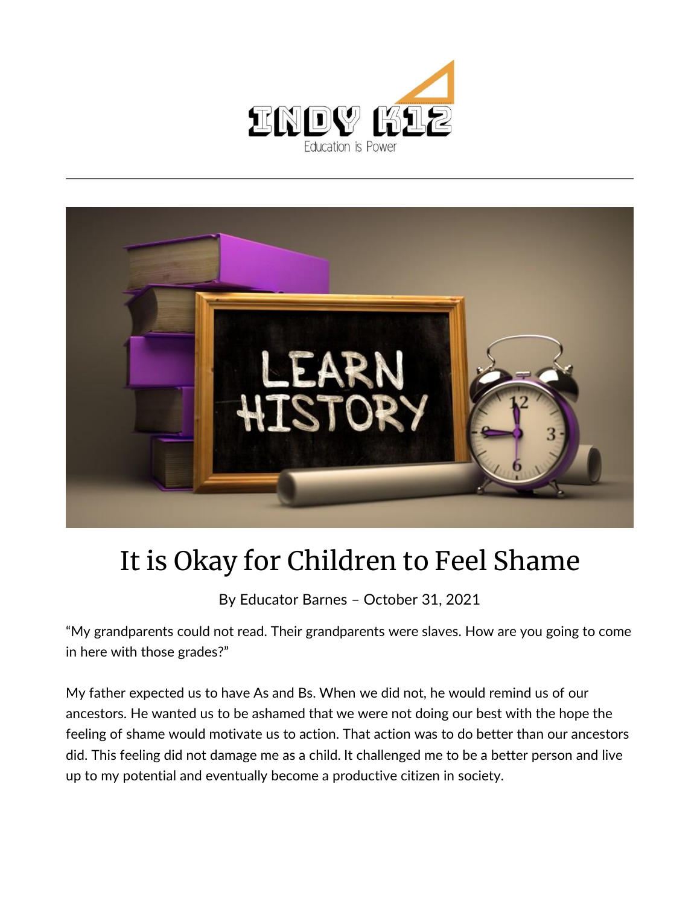# It is Okay for Children to Feel Shame

By Educator Barnes – October 31, 2021

"My grandparents could not read. Their grandparents were slaves. How are you going to come in here with those grades?"

My father expected us to have As and Bs. When we did not, he would remind us of our ancestors. He wanted us to be ashamed that we were not doing our best with the hope the feeling of shame would motivate us to action. That action was to do better than our ancestors did. This feeling did not damage me as a child. It challenged me to be a better person and live up to my potential and eventually become a productive citizen in society.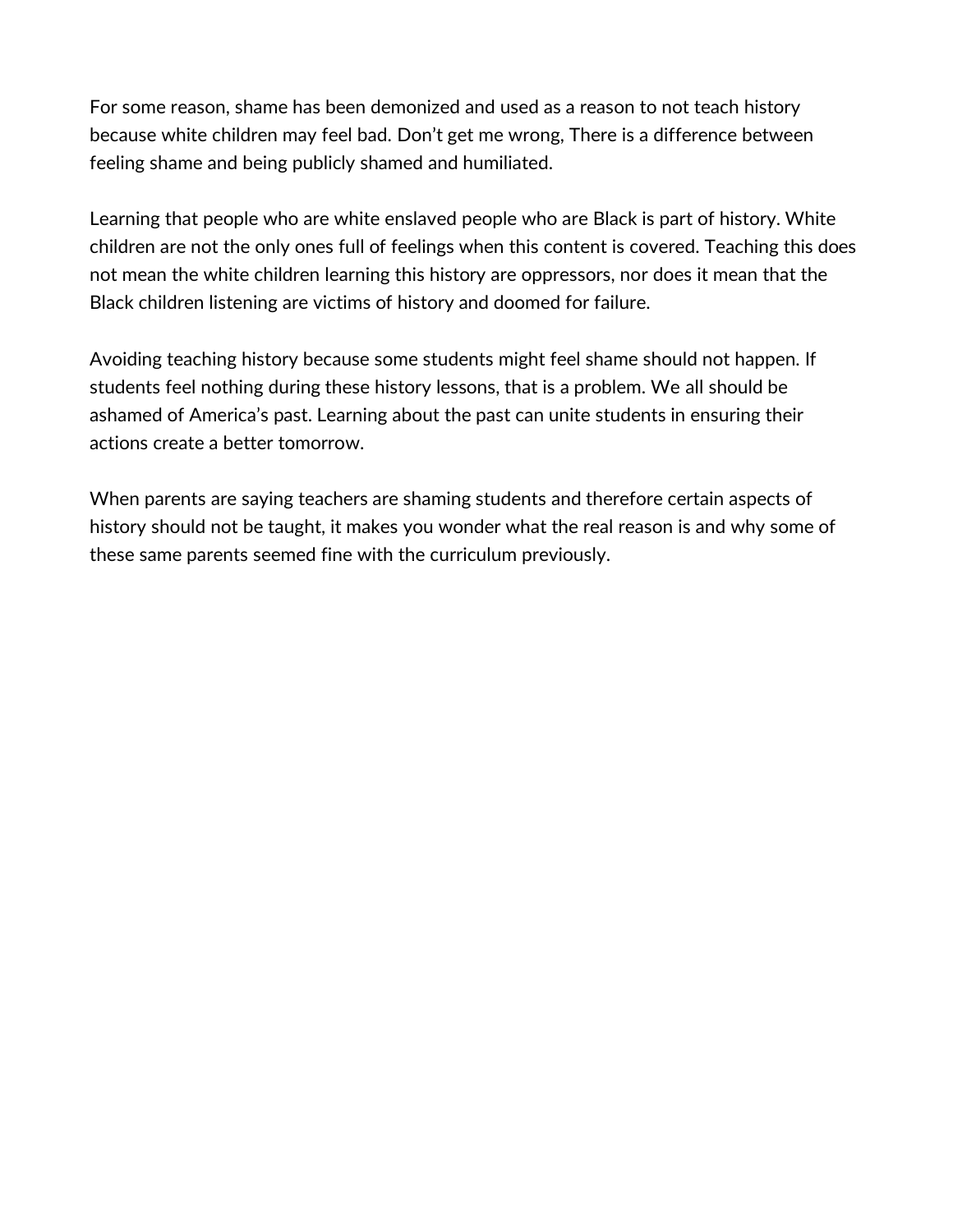For some reason, shame has been demonized and used as a reason to not teach history because white children may feel bad. Don't get me wrong, There is a difference between feeling shame and being publicly shamed and humiliated.

Learning that people who are white enslaved people who are Black is part of history. White children are not the only ones full of feelings when this content is covered. Teaching this does not mean the white children learning this history are oppressors, nor does it mean that the Black children listening are victims of history and doomed for failure.

Avoiding teaching history because some students might feel shame should not happen. If students feel nothing during these history lessons, that is a problem. We all should be ashamed of America's past. Learning about the past can unite students in ensuring their actions create a better tomorrow.

When parents are saying teachers are shaming students and therefore certain aspects of history should not be taught, it makes you wonder what the real reason is and why some of these same parents seemed fine with the curriculum previously.